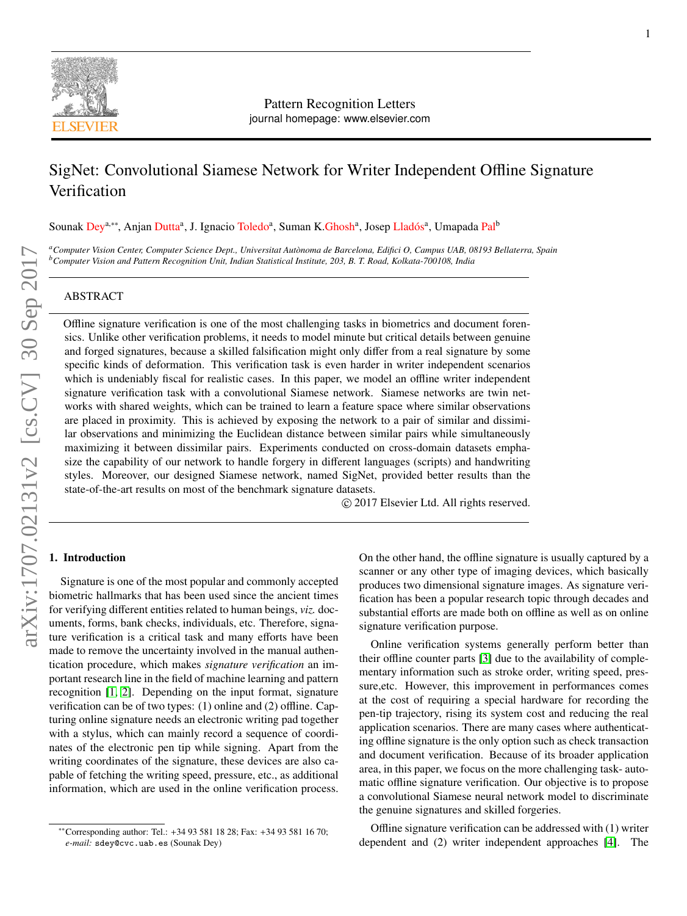# SigNet: Convolutional Siamese Network for Writer Independent Offline Signature Verification

Sounak Dey[a,\*\*], Anjan Dutta[a], J. Ignacio Toledo[a], Suman K.Ghosh[a], Josep Lladós[a], Umapada Pal[b]

[a] *Computer Vision Center, Computer Science Dept., Universitat Autònoma de Barcelona, Edifici O, Campus UAB, 08193 Bellaterra, Spain*
[b] *Computer Vision and Pattern Recognition Unit, Indian Statistical Institute, 203, B. T. Road, Kolkata-700108, India*

## ABSTRACT

Offline signature verification is one of the most challenging tasks in biometrics and document forensics. Unlike other verification problems, it needs to model minute but critical details between genuine and forged signatures, because a skilled falsification might only differ from a real signature by some specific kinds of deformation. This verification task is even harder in writer independent scenarios which is undeniably fiscal for realistic cases. In this paper, we model an offline writer independent signature verification task with a convolutional Siamese network. Siamese networks are twin networks with shared weights, which can be trained to learn a feature space where similar observations are placed in proximity. This is achieved by exposing the network to a pair of similar and dissimilar observations and minimizing the Euclidean distance between similar pairs while simultaneously maximizing it between dissimilar pairs. Experiments conducted on cross-domain datasets emphasize the capability of our network to handle forgery in different languages (scripts) and handwriting styles. Moreover, our designed Siamese network, named SigNet, provided better results than the state-of-the-art results on most of the benchmark signature datasets.

© 2017 Elsevier Ltd. All rights reserved.

## 1. Introduction

Signature is one of the most popular and commonly accepted biometric hallmarks that has been used since the ancient times for verifying different entities related to human beings, *viz.* documents, forms, bank checks, individuals, etc. Therefore, signature verification is a critical task and many efforts have been made to remove the uncertainty involved in the manual authentication procedure, which makes *signature verification* an important research line in the field of machine learning and pattern recognition [1, 2]. Depending on the input format, signature verification can be of two types: (1) online and (2) offline. Capturing online signature needs an electronic writing pad together with a stylus, which can mainly record a sequence of coordinates of the electronic pen tip while signing. Apart from the writing coordinates of the signature, these devices are also capable of fetching the writing speed, pressure, etc., as additional information, which are used in the online verification process. On the other hand, the offline signature is usually captured by a scanner or any other type of imaging devices, which basically produces two dimensional signature images. As signature verification has been a popular research topic through decades and substantial efforts are made both on offline as well as on online signature verification purpose.

Online verification systems generally perform better than their offline counter parts [3] due to the availability of complementary information such as stroke order, writing speed, pressure,etc. However, this improvement in performances comes at the cost of requiring a special hardware for recording the pen-tip trajectory, rising its system cost and reducing the real application scenarios. There are many cases where authenticating offline signature is the only option such as check transaction and document verification. Because of its broader application area, in this paper, we focus on the more challenging task- automatic offline signature verification. Our objective is to propose a convolutional Siamese neural network model to discriminate the genuine signatures and skilled forgeries.

Offline signature verification can be addressed with (1) writer dependent and (2) writer independent approaches [4]. The

\*\*Corresponding author: Tel.: +34 93 581 18 28; Fax: +34 93 581 16 70; *e-mail:* sdey@cvc.uab.es (Sounak Dey)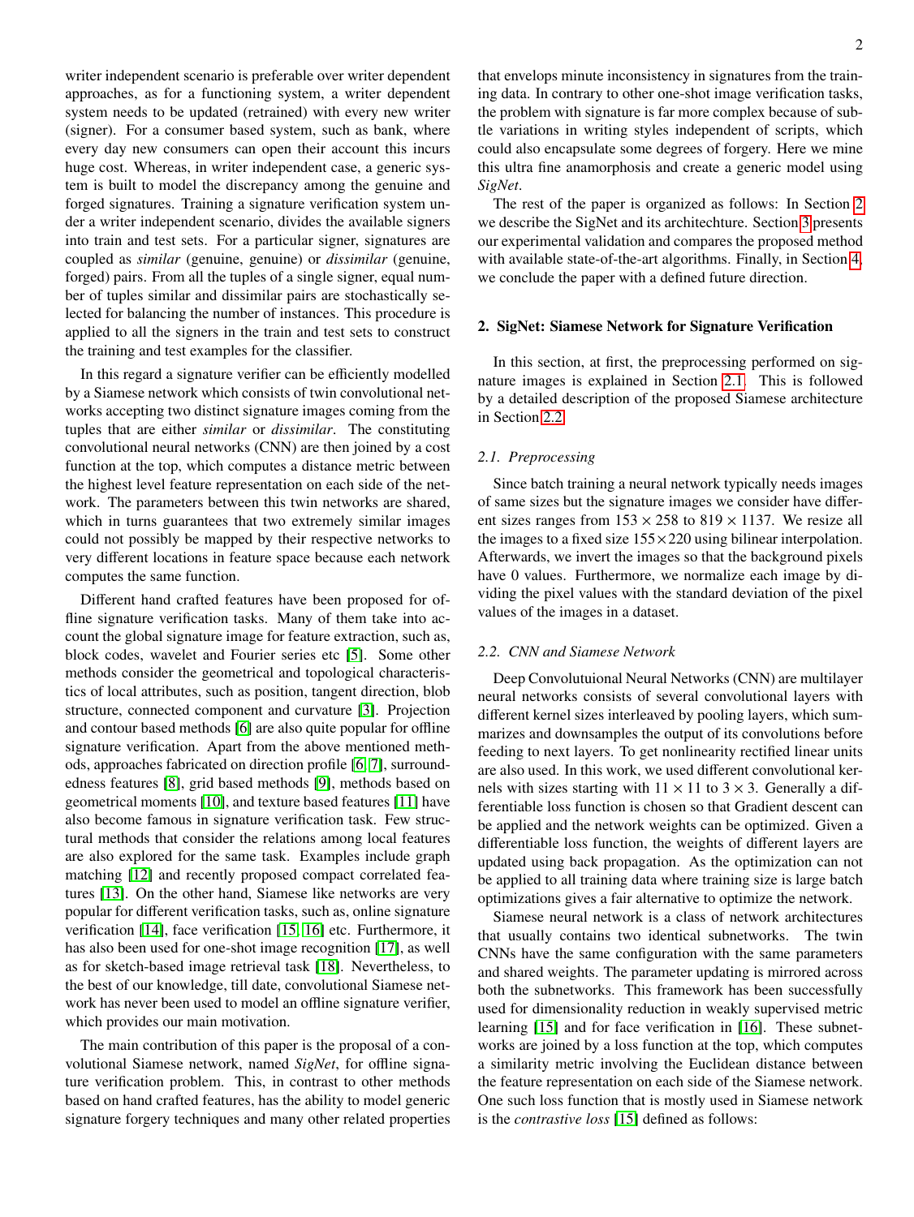writer independent scenario is preferable over writer dependent approaches, as for a functioning system, a writer dependent system needs to be updated (retrained) with every new writer (signer). For a consumer based system, such as bank, where every day new consumers can open their account this incurs huge cost. Whereas, in writer independent case, a generic system is built to model the discrepancy among the genuine and forged signatures. Training a signature verification system under a writer independent scenario, divides the available signers into train and test sets. For a particular signer, signatures are coupled as *similar* (genuine, genuine) or *dissimilar* (genuine, forged) pairs. From all the tuples of a single signer, equal number of tuples similar and dissimilar pairs are stochastically selected for balancing the number of instances. This procedure is applied to all the signers in the train and test sets to construct the training and test examples for the classifier.

In this regard a signature verifier can be efficiently modelled by a Siamese network which consists of twin convolutional networks accepting two distinct signature images coming from the tuples that are either *similar* or *dissimilar*. The constituting convolutional neural networks (CNN) are then joined by a cost function at the top, which computes a distance metric between the highest level feature representation on each side of the network. The parameters between this twin networks are shared, which in turns guarantees that two extremely similar images could not possibly be mapped by their respective networks to very different locations in feature space because each network computes the same function.

Different hand crafted features have been proposed for offline signature verification tasks. Many of them take into account the global signature image for feature extraction, such as, block codes, wavelet and Fourier series etc [5]. Some other methods consider the geometrical and topological characteristics of local attributes, such as position, tangent direction, blob structure, connected component and curvature [3]. Projection and contour based methods [6] are also quite popular for offline signature verification. Apart from the above mentioned methods, approaches fabricated on direction profile [6, 7], surroundedness features [8], grid based methods [9], methods based on geometrical moments [10], and texture based features [11] have also become famous in signature verification task. Few structural methods that consider the relations among local features are also explored for the same task. Examples include graph matching [12] and recently proposed compact correlated features [13]. On the other hand, Siamese like networks are very popular for different verification tasks, such as, online signature verification [14], face verification [15, 16] etc. Furthermore, it has also been used for one-shot image recognition [17], as well as for sketch-based image retrieval task [18]. Nevertheless, to the best of our knowledge, till date, convolutional Siamese network has never been used to model an offline signature verifier, which provides our main motivation.

The main contribution of this paper is the proposal of a convolutional Siamese network, named *SigNet*, for offline signature verification problem. This, in contrast to other methods based on hand crafted features, has the ability to model generic signature forgery techniques and many other related properties that envelops minute inconsistency in signatures from the training data. In contrary to other one-shot image verification tasks, the problem with signature is far more complex because of subtle variations in writing styles independent of scripts, which could also encapsulate some degrees of forgery. Here we mine this ultra fine anamorphosis and create a generic model using *SigNet*.

The rest of the paper is organized as follows: In Section 2 we describe the SigNet and its architechture. Section 3 presents our experimental validation and compares the proposed method with available state-of-the-art algorithms. Finally, in Section 4, we conclude the paper with a defined future direction.

## 2. SigNet: Siamese Network for Signature Verification

In this section, at first, the preprocessing performed on signature images is explained in Section 2.1. This is followed by a detailed description of the proposed Siamese architecture in Section 2.2.

### 2.1. Preprocessing

Since batch training a neural network typically needs images of same sizes but the signature images we consider have different sizes ranges from $153 \times 258$ to $819 \times 1137$. We resize all the images to a fixed size $155 \times 220$ using bilinear interpolation. Afterwards, we invert the images so that the background pixels have 0 values. Furthermore, we normalize each image by dividing the pixel values with the standard deviation of the pixel values of the images in a dataset.

### 2.2. CNN and Siamese Network

Deep Convolutuional Neural Networks (CNN) are multilayer neural networks consists of several convolutional layers with different kernel sizes interleaved by pooling layers, which summarizes and downsamples the output of its convolutions before feeding to next layers. To get nonlinearity rectified linear units are also used. In this work, we used different convolutional kernels with sizes starting with $11 \times 11$ to $3 \times 3$. Generally a differentiable loss function is chosen so that Gradient descent can be applied and the network weights can be optimized. Given a differentiable loss function, the weights of different layers are updated using back propagation. As the optimization can not be applied to all training data where training size is large batch optimizations gives a fair alternative to optimize the network.

Siamese neural network is a class of network architectures that usually contains two identical subnetworks. The twin CNNs have the same configuration with the same parameters and shared weights. The parameter updating is mirrored across both the subnetworks. This framework has been successfully used for dimensionality reduction in weakly supervised metric learning [15] and for face verification in [16]. These subnetworks are joined by a loss function at the top, which computes a similarity metric involving the Euclidean distance between the feature representation on each side of the Siamese network. One such loss function that is mostly used in Siamese network is the *contrastive loss* [15] defined as follows: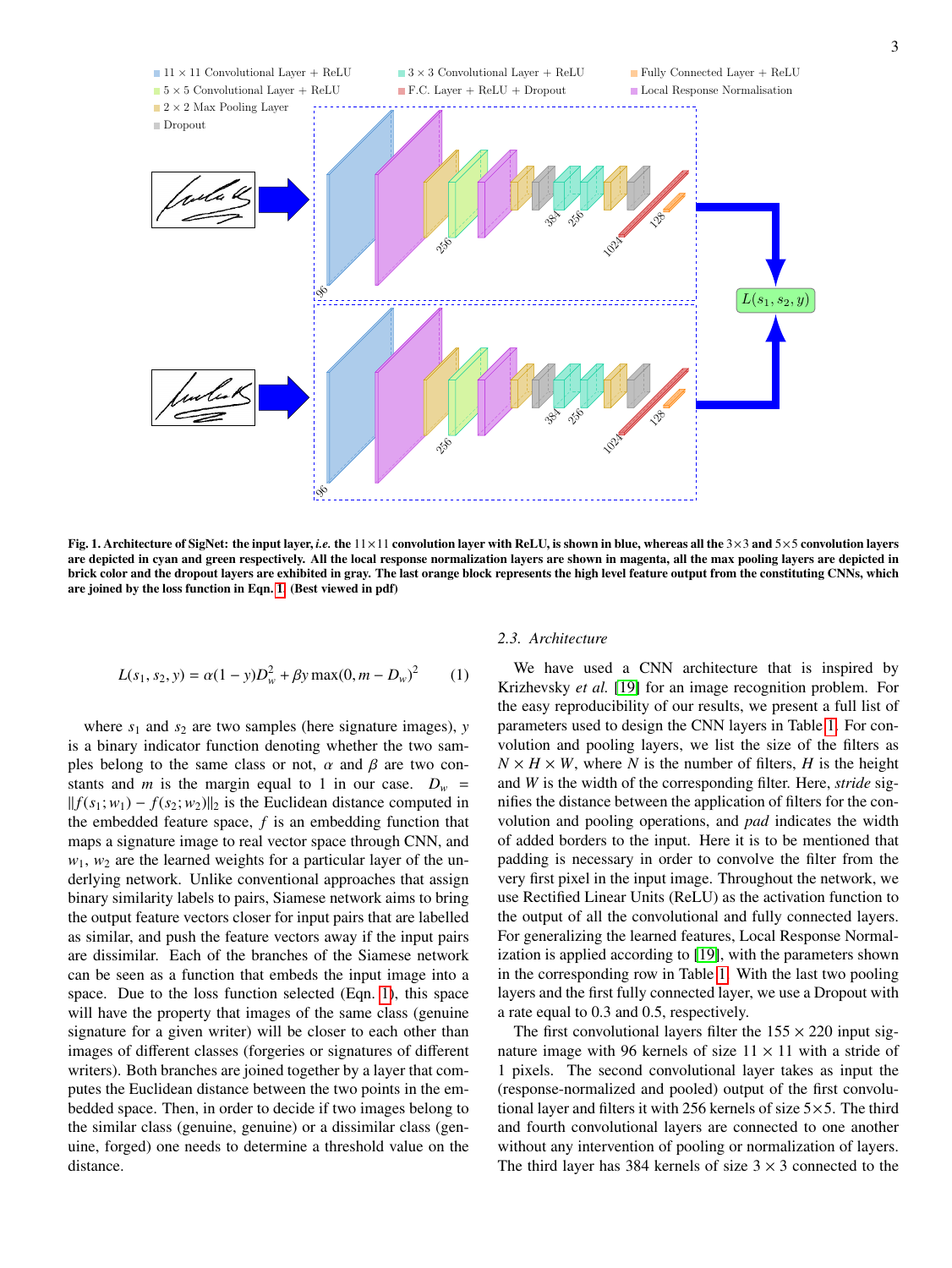**Fig. 1. Architecture of SigNet: the input layer, *i.e.* the 11×11 convolution layer with ReLU, is shown in blue, whereas all the 3×3 and 5×5 convolution layers are depicted in cyan and green respectively. All the local response normalization layers are shown in magenta, all the max pooling layers are depicted in brick color and the dropout layers are exhibited in gray. The last orange block represents the high level feature output from the constituting CNNs, which are joined by the loss function in Eqn. 1. (Best viewed in pdf)**

$$L(s_1, s_2, y) = \alpha(1 - y)D_w^2 + \beta y \max(0, m - D_w)^2 \quad (1)$$

where $s_1$ and $s_2$ are two samples (here signature images), $y$ is a binary indicator function denoting whether the two samples belong to the same class or not, $\alpha$ and $\beta$ are two constants and $m$ is the margin equal to 1 in our case. $D_w = \|f(s_1; w_1) - f(s_2; w_2)\|_2$ is the Euclidean distance computed in the embedded feature space, $f$ is an embedding function that maps a signature image to real vector space through CNN, and $w_1$, $w_2$ are the learned weights for a particular layer of the underlying network. Unlike conventional approaches that assign binary similarity labels to pairs, Siamese network aims to bring the output feature vectors closer for input pairs that are labelled as similar, and push the feature vectors away if the input pairs are dissimilar. Each of the branches of the Siamese network can be seen as a function that embeds the input image into a space. Due to the loss function selected (Eqn. 1), this space will have the property that images of the same class (genuine signature for a given writer) will be closer to each other than images of different classes (forgeries or signatures of different writers). Both branches are joined together by a layer that computes the Euclidean distance between the two points in the embedded space. Then, in order to decide if two images belong to the similar class (genuine, genuine) or a dissimilar class (genuine, forged) one needs to determine a threshold value on the distance.

### 2.3. Architecture

We have used a CNN architecture that is inspired by Krizhevsky *et al.* [19] for an image recognition problem. For the easy reproducibility of our results, we present a full list of parameters used to design the CNN layers in Table 1. For convolution and pooling layers, we list the size of the filters as $N \times H \times W$, where $N$ is the number of filters, $H$ is the height and $W$ is the width of the corresponding filter. Here, *stride* signifies the distance between the application of filters for the convolution and pooling operations, and *pad* indicates the width of added borders to the input. Here it is to be mentioned that padding is necessary in order to convolve the filter from the very first pixel in the input image. Throughout the network, we use Rectified Linear Units (ReLU) as the activation function to the output of all the convolutional and fully connected layers. For generalizing the learned features, Local Response Normalization is applied according to [19], with the parameters shown in the corresponding row in Table 1. With the last two pooling layers and the first fully connected layer, we use a Dropout with a rate equal to 0.3 and 0.5, respectively.

The first convolutional layers filter the $155 \times 220$ input signature image with 96 kernels of size $11 \times 11$ with a stride of 1 pixels. The second convolutional layer takes as input the (response-normalized and pooled) output of the first convolutional layer and filters it with 256 kernels of size 5×5. The third and fourth convolutional layers are connected to one another without any intervention of pooling or normalization of layers. The third layer has 384 kernels of size $3 \times 3$ connected to the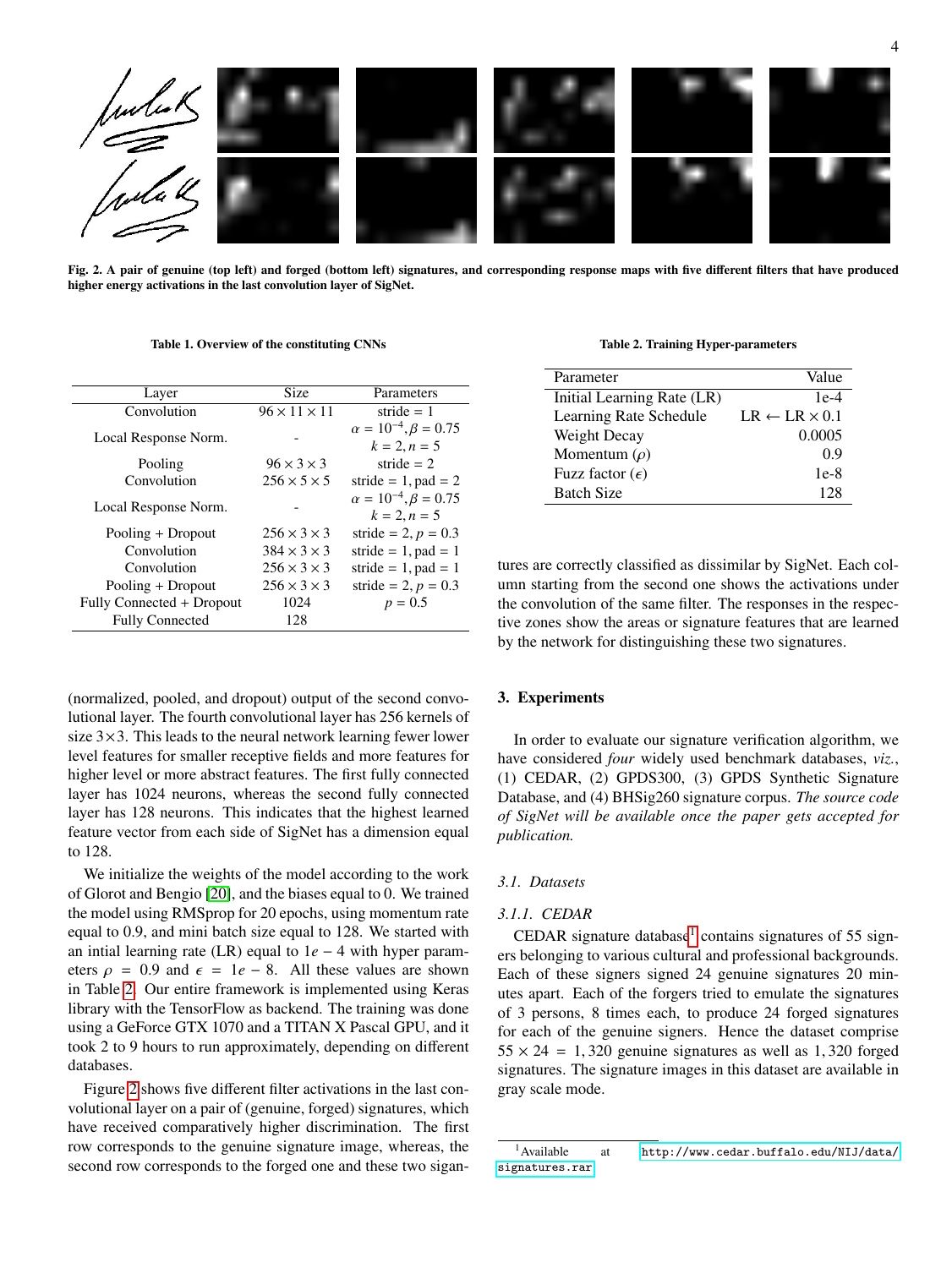Fig. 2. A pair of genuine (top left) and forged (bottom left) signatures, and corresponding response maps with five different filters that have produced higher energy activations in the last convolution layer of SigNet.

**Table 1. Overview of the constituting CNNs**

| Layer | Size | Parameters |
|---|---|---|
| Convolution | $96 \times 11 \times 11$ | stride = 1 |
| Local Response Norm. | - | $\alpha = 10^{-4}, \beta = 0.75$ $k = 2, n = 5$ |
| Pooling | $96 \times 3 \times 3$ | stride = 2 |
| Convolution | $256 \times 5 \times 5$ | stride = 1, pad = 2 |
| Local Response Norm. | - | $\alpha = 10^{-4}, \beta = 0.75$ $k = 2, n = 5$ |
| Pooling + Dropout | $256 \times 3 \times 3$ | stride = 2, $p = 0.3$ |
| Convolution | $384 \times 3 \times 3$ | stride = 1, pad = 1 |
| Convolution | $256 \times 3 \times 3$ | stride = 1, pad = 1 |
| Pooling + Dropout | $256 \times 3 \times 3$ | stride = 2, $p = 0.3$ |
| Fully Connected + Dropout | 1024 | $p = 0.5$ |
| Fully Connected | 128 | |

**Table 2. Training Hyper-parameters**

| Parameter | Value |
|---|---|
| Initial Learning Rate (LR) | 1e-4 |
| Learning Rate Schedule | LR $\leftarrow$ LR $\times$ 0.1 |
| Weight Decay | 0.0005 |
| Momentum ($\rho$) | 0.9 |
| Fuzz factor ($\epsilon$) | 1e-8 |
| Batch Size | 128 |

(normalized, pooled, and dropout) output of the second convolutional layer. The fourth convolutional layer has 256 kernels of size 3×3. This leads to the neural network learning fewer lower level features for smaller receptive fields and more features for higher level or more abstract features. The first fully connected layer has 1024 neurons, whereas the second fully connected layer has 128 neurons. This indicates that the highest learned feature vector from each side of SigNet has a dimension equal to 128.

We initialize the weights of the model according to the work of Glorot and Bengio [20], and the biases equal to 0. We trained the model using RMSprop for 20 epochs, using momentum rate equal to 0.9, and mini batch size equal to 128. We started with an intial learning rate (LR) equal to $1e-4$ with hyper parameters $\rho = 0.9$ and $\epsilon = 1e-8$. All these values are shown in Table 2. Our entire framework is implemented using Keras library with the TensorFlow as backend. The training was done using a GeForce GTX 1070 and a TITAN X Pascal GPU, and it took 2 to 9 hours to run approximately, depending on different databases.

Figure 2 shows five different filter activations in the last convolutional layer on a pair of (genuine, forged) signatures, which have received comparatively higher discrimination. The first row corresponds to the genuine signature image, whereas, the second row corresponds to the forged one and these two signatures are correctly classified as dissimilar by SigNet. Each column starting from the second one shows the activations under the convolution of the same filter. The responses in the respective zones show the areas or signature features that are learned by the network for distinguishing these two signatures.

## 3. Experiments

In order to evaluate our signature verification algorithm, we have considered *four* widely used benchmark databases, *viz.*, (1) CEDAR, (2) GPDS300, (3) GPDS Synthetic Signature Database, and (4) BHSig260 signature corpus. *The source code of SigNet will be available once the paper gets accepted for publication.*

### 3.1. Datasets

#### 3.1.1. CEDAR

CEDAR signature database[1] contains signatures of 55 signers belonging to various cultural and professional backgrounds. Each of these signers signed 24 genuine signatures 20 minutes apart. Each of the forgers tried to emulate the signatures of 3 persons, 8 times each, to produce 24 forged signatures for each of the genuine signers. Hence the dataset comprise $55 \times 24 = 1,320$ genuine signatures as well as 1,320 forged signatures. The signature images in this dataset are available in gray scale mode.

[1] Available at http://www.cedar.buffalo.edu/NIJ/data/signatures.rar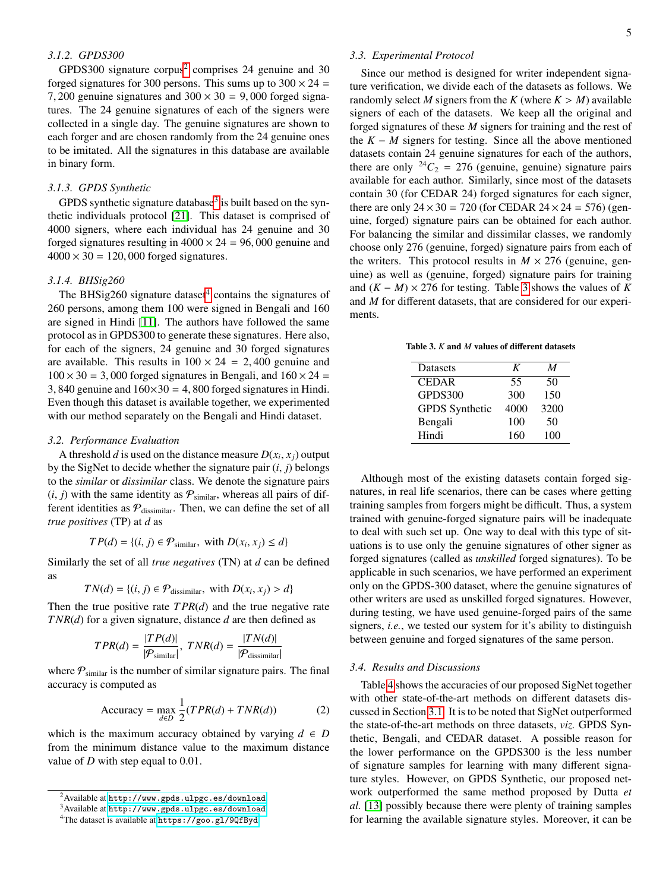#### 3.1.2. GPDS300

GPDS300 signature corpus[2] comprises 24 genuine and 30 forged signatures for 300 persons. This sums up to $300 \times 24 = 7,200$ genuine signatures and $300 \times 30 = 9,000$ forged signatures. The 24 genuine signatures of each of the signers were collected in a single day. The genuine signatures are shown to each forger and are chosen randomly from the 24 genuine ones to be imitated. All the signatures in this database are available in binary form.

#### 3.1.3. GPDS Synthetic

GPDS synthetic signature database[3] is built based on the synthetic individuals protocol [21]. This dataset is comprised of 4000 signers, where each individual has 24 genuine and 30 forged signatures resulting in $4000 \times 24 = 96,000$ genuine and $4000 \times 30 = 120,000$ forged signatures.

#### 3.1.4. BHSig260

The BHSig260 signature dataset[4] contains the signatures of 260 persons, among them 100 were signed in Bengali and 160 are signed in Hindi [11]. The authors have followed the same protocol as in GPDS300 to generate these signatures. Here also, for each of the signers, 24 genuine and 30 forged signatures are available. This results in $100 \times 24 = 2,400$ genuine and $100 \times 30 = 3,000$ forged signatures in Bengali, and $160 \times 24 = 3,840$ genuine and $160 \times 30 = 4,800$ forged signatures in Hindi. Even though this dataset is available together, we experimented with our method separately on the Bengali and Hindi dataset.

### 3.2. Performance Evaluation

A threshold $d$ is used on the distance measure $D(x_i, x_j)$ output by the SigNet to decide whether the signature pair $(i, j)$ belongs to the *similar* or *dissimilar* class. We denote the signature pairs $(i, j)$ with the same identity as $\mathcal{P}_{\text{similar}}$, whereas all pairs of different identities as $\mathcal{P}_{\text{dissimilar}}$. Then, we can define the set of all *true positives* (TP) at $d$ as

$$TP(d) = \{(i, j) \in \mathcal{P}_{\text{similar}}, \text{ with } D(x_i, x_j) \leq d\}$$

Similarly the set of all *true negatives* (TN) at $d$ can be defined as

$$TN(d) = \{(i, j) \in \mathcal{P}_{\text{dissimilar}}, \text{ with } D(x_i, x_j) > d\}$$

Then the true positive rate $TPR(d)$ and the true negative rate $TNR(d)$ for a given signature, distance $d$ are then defined as

$$TPR(d) = \frac{|TP(d)|}{|\mathcal{P}_{\text{similar}}|}, \; TNR(d) = \frac{|TN(d)|}{|\mathcal{P}_{\text{dissimilar}}|}$$

where $\mathcal{P}_{\text{similar}}$ is the number of similar signature pairs. The final accuracy is computed as

$$\text{Accuracy} = \max_{d \in D} \frac{1}{2}(TPR(d) + TNR(d)) \tag{2}$$

which is the maximum accuracy obtained by varying $d \in D$ from the minimum distance value to the maximum distance value of $D$ with step equal to 0.01.

[2] Available at http://www.gpds.ulpgc.es/download
[3] Available at http://www.gpds.ulpgc.es/download
[4] The dataset is available at https://goo.gl/9QfByd

### 3.3. Experimental Protocol

Since our method is designed for writer independent signature verification, we divide each of the datasets as follows. We randomly select $M$ signers from the $K$ (where $K > M$) available signers of each of the datasets. We keep all the original and forged signatures of these $M$ signers for training and the rest of the $K - M$ signers for testing. Since all the above mentioned datasets contain 24 genuine signatures for each of the authors, there are only ${}^{24}C_2 = 276$ (genuine, genuine) signature pairs available for each author. Similarly, since most of the datasets contain 30 (for CEDAR 24) forged signatures for each signer, there are only $24 \times 30 = 720$ (for CEDAR $24 \times 24 = 576$) (genuine, forged) signature pairs can be obtained for each author. For balancing the similar and dissimilar classes, we randomly choose only 276 (genuine, forged) signature pairs from each of the writers. This protocol results in $M \times 276$ (genuine, genuine) as well as (genuine, forged) signature pairs for training and $(K - M) \times 276$ for testing. Table 3 shows the values of $K$ and $M$ for different datasets, that are considered for our experiments.

**Table 3. $K$ and $M$ values of different datasets**

| Datasets | $K$ | $M$ |
|---|---|---|
| CEDAR | 55 | 50 |
| GPDS300 | 300 | 150 |
| GPDS Synthetic | 4000 | 3200 |
| Bengali | 100 | 50 |
| Hindi | 160 | 100 |

Although most of the existing datasets contain forged signatures, in real life scenarios, there can be cases where getting training samples from forgers might be difficult. Thus, a system trained with genuine-forged signature pairs will be inadequate to deal with such set up. One way to deal with this type of situations is to use only the genuine signatures of other signer as forged signatures (called as *unskilled* forged signatures). To be applicable in such scenarios, we have performed an experiment only on the GPDS-300 dataset, where the genuine signatures of other writers are used as unskilled forged signatures. However, during testing, we have used genuine-forged pairs of the same signers, *i.e.*, we tested our system for it's ability to distinguish between genuine and forged signatures of the same person.

### 3.4. Results and Discussions

Table 4 shows the accuracies of our proposed SigNet together with other state-of-the-art methods on different datasets discussed in Section 3.1. It is to be noted that SigNet outperformed the state-of-the-art methods on three datasets, *viz.* GPDS Synthetic, Bengali, and CEDAR dataset. A possible reason for the lower performance on the GPDS300 is the less number of signature samples for learning with many different signature styles. However, on GPDS Synthetic, our proposed network outperformed the same method proposed by Dutta *et al.* [13] possibly because there were plenty of training samples for learning the available signature styles. Moreover, it can be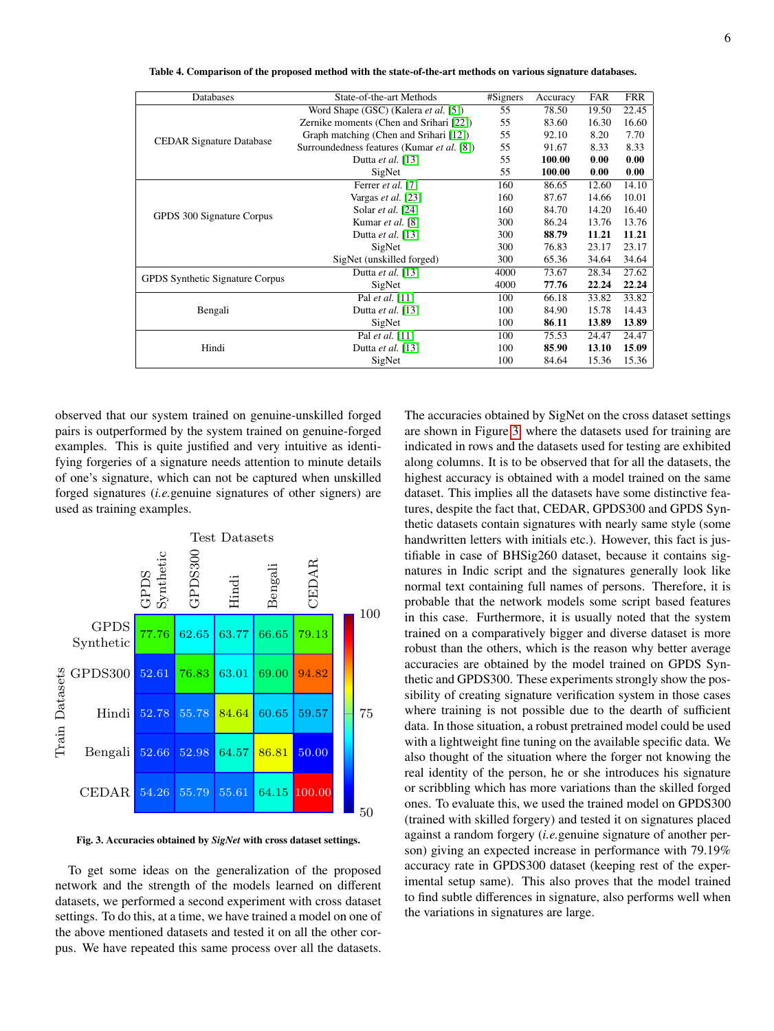**Table 4. Comparison of the proposed method with the state-of-the-art methods on various signature databases.**

| Databases | State-of-the-art Methods | #Signers | Accuracy | FAR | FRR |
|---|---|---|---|---|---|
| CEDAR Signature Database | Word Shape (GSC) (Kalera *et al.* [5]) | 55 | 78.50 | 19.50 | 22.45 |
| | Zernike moments (Chen and Srihari [22]) | 55 | 83.60 | 16.30 | 16.60 |
| | Graph matching (Chen and Srihari [12]) | 55 | 92.10 | 8.20 | 7.70 |
| | Surroundedness features (Kumar *et al.* [8]) | 55 | 91.67 | 8.33 | 8.33 |
| | Dutta *et al.* [13] | 55 | **100.00** | **0.00** | **0.00** |
| | SigNet | 55 | **100.00** | **0.00** | **0.00** |
| GPDS 300 Signature Corpus | Ferrer *et al.* [7] | 160 | 86.65 | 12.60 | 14.10 |
| | Vargas *et al.* [23] | 160 | 87.67 | 14.66 | 10.01 |
| | Solar *et al.* [24] | 160 | 84.70 | 14.20 | 16.40 |
| | Kumar *et al.* [8] | 300 | 86.24 | 13.76 | 13.76 |
| | Dutta *et al.* [13] | 300 | **88.79** | **11.21** | **11.21** |
| | SigNet | 300 | 76.83 | 23.17 | 23.17 |
| | SigNet (unskilled forged) | 300 | 65.36 | 34.64 | 34.64 |
| GPDS Synthetic Signature Corpus | Dutta *et al.* [13] | 4000 | 73.67 | 28.34 | 27.62 |
| | SigNet | 4000 | **77.76** | **22.24** | **22.24** |
| Bengali | Pal *et al.* [11] | 100 | 66.18 | 33.82 | 33.82 |
| | Dutta *et al.* [13] | 100 | 84.90 | 15.78 | 14.43 |
| | SigNet | 100 | **86.11** | **13.89** | **13.89** |
| Hindi | Pal *et al.* [11] | 100 | 75.53 | 24.47 | 24.47 |
| | Dutta *et al.* [13] | 100 | **85.90** | **13.10** | **15.09** |
| | SigNet | 100 | 84.64 | 15.36 | 15.36 |

observed that our system trained on genuine-unskilled forged pairs is outperformed by the system trained on genuine-forged examples. This is quite justified and very intuitive as identifying forgeries of a signature needs attention to minute details of one's signature, which can not be captured when unskilled forged signatures (*i.e.*genuine signatures of other signers) are used as training examples.

| Train Datasets \ Test Datasets | GPDS Synthetic | GPDS300 | Hindi | Bengali | CEDAR |
|---|---|---|---|---|---|
| GPDS Synthetic | 77.76 | 62.65 | 63.77 | 66.65 | 79.13 |
| GPDS300 | 52.61 | 76.83 | 63.01 | 69.00 | 94.82 |
| Hindi | 52.78 | 55.78 | 84.64 | 60.65 | 59.57 |
| Bengali | 52.66 | 52.98 | 64.57 | 86.81 | 50.00 |
| CEDAR | 54.26 | 55.79 | 55.61 | 64.15 | 100.00 |

**Fig. 3. Accuracies obtained by *SigNet* with cross dataset settings.**

To get some ideas on the generalization of the proposed network and the strength of the models learned on different datasets, we performed a second experiment with cross dataset settings. To do this, at a time, we have trained a model on one of the above mentioned datasets and tested it on all the other corpus. We have repeated this same process over all the datasets. The accuracies obtained by SigNet on the cross dataset settings are shown in Figure 3, where the datasets used for training are indicated in rows and the datasets used for testing are exhibited along columns. It is to be observed that for all the datasets, the highest accuracy is obtained with a model trained on the same dataset. This implies all the datasets have some distinctive features, despite the fact that, CEDAR, GPDS300 and GPDS Synthetic datasets contain signatures with nearly same style (some handwritten letters with initials etc.). However, this fact is justifiable in case of BHSig260 dataset, because it contains signatures in Indic script and the signatures generally look like normal text containing full names of persons. Therefore, it is probable that the network models some script based features in this case. Furthermore, it is usually noted that the system trained on a comparatively bigger and diverse dataset is more robust than the others, which is the reason why better average accuracies are obtained by the model trained on GPDS Synthetic and GPDS300. These experiments strongly show the possibility of creating signature verification system in those cases where training is not possible due to the dearth of sufficient data. In those situation, a robust pretrained model could be used with a lightweight fine tuning on the available specific data. We also thought of the situation where the forger not knowing the real identity of the person, he or she introduces his signature or scribbling which has more variations than the skilled forged ones. To evaluate this, we used the trained model on GPDS300 (trained with skilled forgery) and tested it on signatures placed against a random forgery (*i.e.*genuine signature of another person) giving an expected increase in performance with 79.19% accuracy rate in GPDS300 dataset (keeping rest of the experimental setup same). This also proves that the model trained to find subtle differences in signature, also performs well when the variations in signatures are large.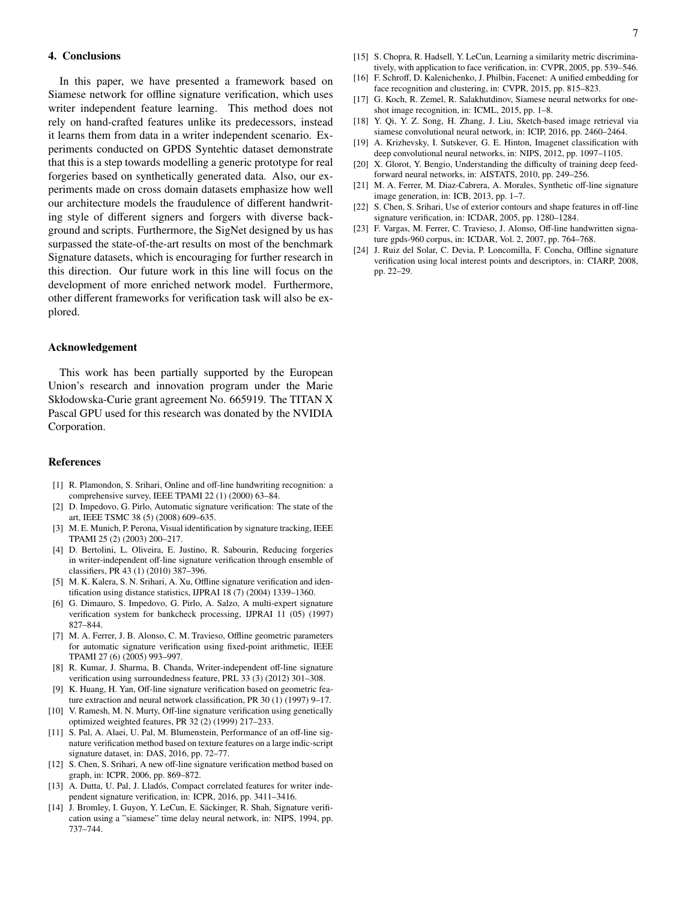## 4. Conclusions

In this paper, we have presented a framework based on Siamese network for offline signature verification, which uses writer independent feature learning. This method does not rely on hand-crafted features unlike its predecessors, instead it learns them from data in a writer independent scenario. Experiments conducted on GPDS Syntehtic dataset demonstrate that this is a step towards modelling a generic prototype for real forgeries based on synthetically generated data. Also, our experiments made on cross domain datasets emphasize how well our architecture models the fraudulence of different handwriting style of different signers and forgers with diverse background and scripts. Furthermore, the SigNet designed by us has surpassed the state-of-the-art results on most of the benchmark Signature datasets, which is encouraging for further research in this direction. Our future work in this line will focus on the development of more enriched network model. Furthermore, other different frameworks for verification task will also be explored.

## Acknowledgement

This work has been partially supported by the European Union's research and innovation program under the Marie Skłodowska-Curie grant agreement No. 665919. The TITAN X Pascal GPU used for this research was donated by the NVIDIA Corporation.

## References

[1] R. Plamondon, S. Srihari, Online and off-line handwriting recognition: a comprehensive survey, IEEE TPAMI 22 (1) (2000) 63–84.

[2] D. Impedovo, G. Pirlo, Automatic signature verification: The state of the art, IEEE TSMC 38 (5) (2008) 609–635.

[3] M. E. Munich, P. Perona, Visual identification by signature tracking, IEEE TPAMI 25 (2) (2003) 200–217.

[4] D. Bertolini, L. Oliveira, E. Justino, R. Sabourin, Reducing forgeries in writer-independent off-line signature verification through ensemble of classifiers, PR 43 (1) (2010) 387–396.

[5] M. K. Kalera, S. N. Srihari, A. Xu, Offline signature verification and identification using distance statistics, IJPRAI 18 (7) (2004) 1339–1360.

[6] G. Dimauro, S. Impedovo, G. Pirlo, A. Salzo, A multi-expert signature verification system for bankcheck processing, IJPRAI 11 (05) (1997) 827–844.

[7] M. A. Ferrer, J. B. Alonso, C. M. Travieso, Offline geometric parameters for automatic signature verification using fixed-point arithmetic, IEEE TPAMI 27 (6) (2005) 993–997.

[8] R. Kumar, J. Sharma, B. Chanda, Writer-independent off-line signature verification using surroundedness feature, PRL 33 (3) (2012) 301–308.

[9] K. Huang, H. Yan, Off-line signature verification based on geometric feature extraction and neural network classification, PR 30 (1) (1997) 9–17.

[10] V. Ramesh, M. N. Murty, Off-line signature verification using genetically optimized weighted features, PR 32 (2) (1999) 217–233.

[11] S. Pal, A. Alaei, U. Pal, M. Blumenstein, Performance of an off-line signature verification method based on texture features on a large indic-script signature dataset, in: DAS, 2016, pp. 72–77.

[12] S. Chen, S. Srihari, A new off-line signature verification method based on graph, in: ICPR, 2006, pp. 869–872.

[13] A. Dutta, U. Pal, J. Lladós, Compact correlated features for writer independent signature verification, in: ICPR, 2016, pp. 3411–3416.

[14] J. Bromley, I. Guyon, Y. LeCun, E. Säckinger, R. Shah, Signature verification using a "siamese" time delay neural network, in: NIPS, 1994, pp. 737–744.

[15] S. Chopra, R. Hadsell, Y. LeCun, Learning a similarity metric discriminatively, with application to face verification, in: CVPR, 2005, pp. 539–546.

[16] F. Schroff, D. Kalenichenko, J. Philbin, Facenet: A unified embedding for face recognition and clustering, in: CVPR, 2015, pp. 815–823.

[17] G. Koch, R. Zemel, R. Salakhutdinov, Siamese neural networks for one-shot image recognition, in: ICML, 2015, pp. 1–8.

[18] Y. Qi, Y. Z. Song, H. Zhang, J. Liu, Sketch-based image retrieval via siamese convolutional neural network, in: ICIP, 2016, pp. 2460–2464.

[19] A. Krizhevsky, I. Sutskever, G. E. Hinton, Imagenet classification with deep convolutional neural networks, in: NIPS, 2012, pp. 1097–1105.

[20] X. Glorot, Y. Bengio, Understanding the difficulty of training deep feedforward neural networks, in: AISTATS, 2010, pp. 249–256.

[21] M. A. Ferrer, M. Diaz-Cabrera, A. Morales, Synthetic off-line signature image generation, in: ICB, 2013, pp. 1–7.

[22] S. Chen, S. Srihari, Use of exterior contours and shape features in off-line signature verification, in: ICDAR, 2005, pp. 1280–1284.

[23] F. Vargas, M. Ferrer, C. Travieso, J. Alonso, Off-line handwritten signature gpds-960 corpus, in: ICDAR, Vol. 2, 2007, pp. 764–768.

[24] J. Ruiz del Solar, C. Devia, P. Loncomilla, F. Concha, Offline signature verification using local interest points and descriptors, in: CIARP, 2008, pp. 22–29.